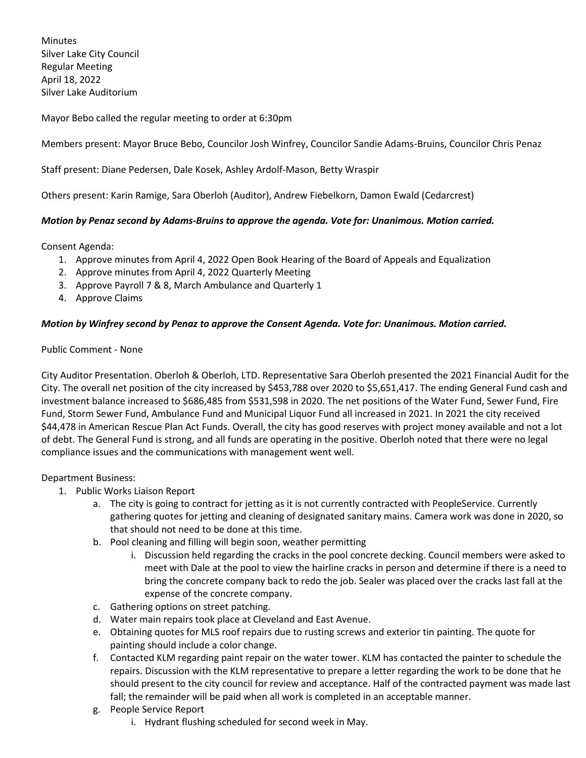Minutes
Silver Lake City Council
Regular Meeting
April 18, 2022
Silver Lake Auditorium

Mayor Bebo called the regular meeting to order at 6:30pm

Members present: Mayor Bruce Bebo, Councilor Josh Winfrey, Councilor Sandie Adams-Bruins, Councilor Chris Penaz

Staff present: Diane Pedersen, Dale Kosek, Ashley Ardolf-Mason, Betty Wraspir

Others present: Karin Ramige, Sara Oberloh (Auditor), Andrew Fiebelkorn, Damon Ewald (Cedarcrest)

***Motion by Penaz second by Adams-Bruins to approve the agenda. Vote for: Unanimous. Motion carried.***

Consent Agenda:

1. Approve minutes from April 4, 2022 Open Book Hearing of the Board of Appeals and Equalization
2. Approve minutes from April 4, 2022 Quarterly Meeting
3. Approve Payroll 7 & 8, March Ambulance and Quarterly 1
4. Approve Claims

***Motion by Winfrey second by Penaz to approve the Consent Agenda. Vote for: Unanimous. Motion carried.***

Public Comment - None

City Auditor Presentation. Oberloh & Oberloh, LTD. Representative Sara Oberloh presented the 2021 Financial Audit for the City. The overall net position of the city increased by $453,788 over 2020 to $5,651,417. The ending General Fund cash and investment balance increased to $686,485 from $531,598 in 2020. The net positions of the Water Fund, Sewer Fund, Fire Fund, Storm Sewer Fund, Ambulance Fund and Municipal Liquor Fund all increased in 2021. In 2021 the city received $44,478 in American Rescue Plan Act Funds. Overall, the city has good reserves with project money available and not a lot of debt. The General Fund is strong, and all funds are operating in the positive. Oberloh noted that there were no legal compliance issues and the communications with management went well.

Department Business:

1. Public Works Liaison Report
   a. The city is going to contract for jetting as it is not currently contracted with PeopleService. Currently gathering quotes for jetting and cleaning of designated sanitary mains. Camera work was done in 2020, so that should not need to be done at this time.
   b. Pool cleaning and filling will begin soon, weather permitting
      i. Discussion held regarding the cracks in the pool concrete decking. Council members were asked to meet with Dale at the pool to view the hairline cracks in person and determine if there is a need to bring the concrete company back to redo the job. Sealer was placed over the cracks last fall at the expense of the concrete company.
   c. Gathering options on street patching.
   d. Water main repairs took place at Cleveland and East Avenue.
   e. Obtaining quotes for MLS roof repairs due to rusting screws and exterior tin painting. The quote for painting should include a color change.
   f. Contacted KLM regarding paint repair on the water tower. KLM has contacted the painter to schedule the repairs. Discussion with the KLM representative to prepare a letter regarding the work to be done that he should present to the city council for review and acceptance. Half of the contracted payment was made last fall; the remainder will be paid when all work is completed in an acceptable manner.
   g. People Service Report
      i. Hydrant flushing scheduled for second week in May.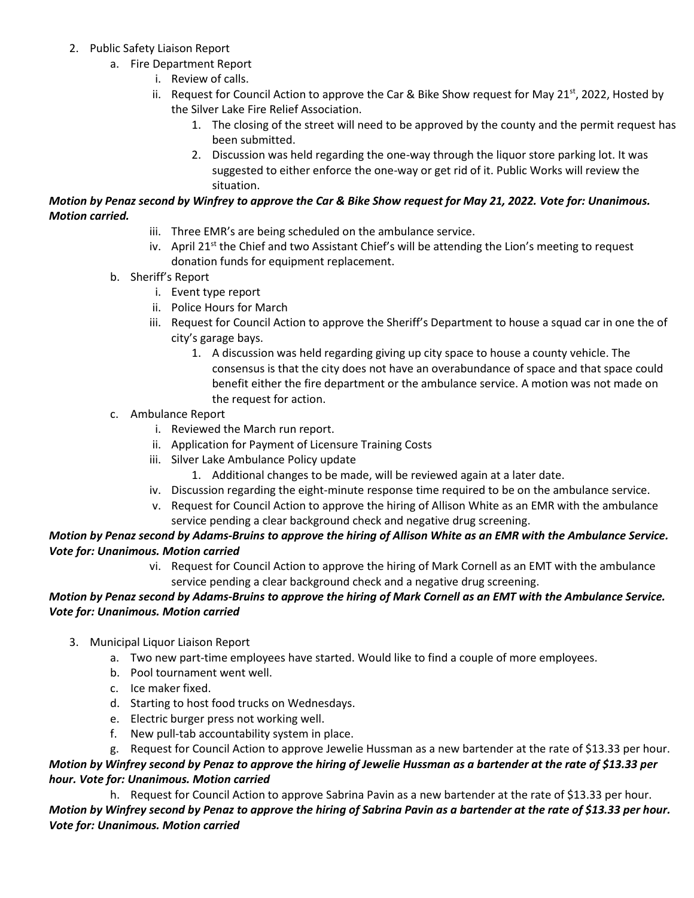2. Public Safety Liaison Report
    a. Fire Department Report
        i. Review of calls.
        ii. Request for Council Action to approve the Car & Bike Show request for May 21st, 2022, Hosted by the Silver Lake Fire Relief Association.
            1. The closing of the street will need to be approved by the county and the permit request has been submitted.
            2. Discussion was held regarding the one-way through the liquor store parking lot. It was suggested to either enforce the one-way or get rid of it. Public Works will review the situation.

***Motion by Penaz second by Winfrey to approve the Car & Bike Show request for May 21, 2022. Vote for: Unanimous. Motion carried.***

        iii. Three EMR's are being scheduled on the ambulance service.
        iv. April 21st the Chief and two Assistant Chief's will be attending the Lion's meeting to request donation funds for equipment replacement.
    b. Sheriff's Report
        i. Event type report
        ii. Police Hours for March
        iii. Request for Council Action to approve the Sheriff's Department to house a squad car in one the of city's garage bays.
            1. A discussion was held regarding giving up city space to house a county vehicle. The consensus is that the city does not have an overabundance of space and that space could benefit either the fire department or the ambulance service. A motion was not made on the request for action.
    c. Ambulance Report
        i. Reviewed the March run report.
        ii. Application for Payment of Licensure Training Costs
        iii. Silver Lake Ambulance Policy update
            1. Additional changes to be made, will be reviewed again at a later date.
        iv. Discussion regarding the eight-minute response time required to be on the ambulance service.
        v. Request for Council Action to approve the hiring of Allison White as an EMR with the ambulance service pending a clear background check and negative drug screening.

***Motion by Penaz second by Adams-Bruins to approve the hiring of Allison White as an EMR with the Ambulance Service. Vote for: Unanimous. Motion carried***

        vi. Request for Council Action to approve the hiring of Mark Cornell as an EMT with the ambulance service pending a clear background check and a negative drug screening.

***Motion by Penaz second by Adams-Bruins to approve the hiring of Mark Cornell as an EMT with the Ambulance Service. Vote for: Unanimous. Motion carried***

3. Municipal Liquor Liaison Report
    a. Two new part-time employees have started. Would like to find a couple of more employees.
    b. Pool tournament went well.
    c. Ice maker fixed.
    d. Starting to host food trucks on Wednesdays.
    e. Electric burger press not working well.
    f. New pull-tab accountability system in place.
    g. Request for Council Action to approve Jewelie Hussman as a new bartender at the rate of $13.33 per hour.

***Motion by Winfrey second by Penaz to approve the hiring of Jewelie Hussman as a bartender at the rate of $13.33 per hour. Vote for: Unanimous. Motion carried***

    h. Request for Council Action to approve Sabrina Pavin as a new bartender at the rate of $13.33 per hour.

***Motion by Winfrey second by Penaz to approve the hiring of Sabrina Pavin as a bartender at the rate of $13.33 per hour. Vote for: Unanimous. Motion carried***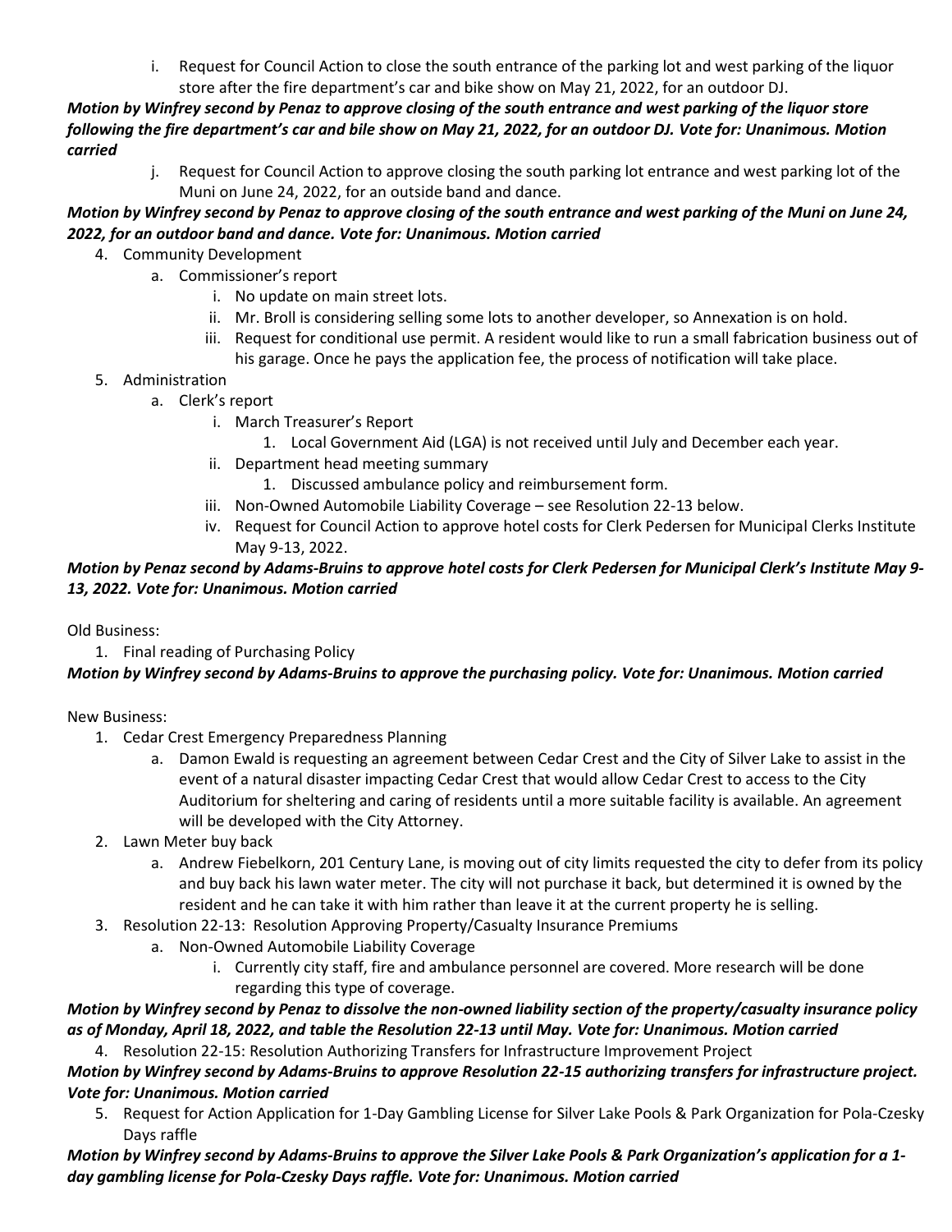i. Request for Council Action to close the south entrance of the parking lot and west parking of the liquor store after the fire department's car and bike show on May 21, 2022, for an outdoor DJ.

***Motion by Winfrey second by Penaz to approve closing of the south entrance and west parking of the liquor store following the fire department's car and bile show on May 21, 2022, for an outdoor DJ. Vote for: Unanimous. Motion carried***

j. Request for Council Action to approve closing the south parking lot entrance and west parking lot of the Muni on June 24, 2022, for an outside band and dance.

***Motion by Winfrey second by Penaz to approve closing of the south entrance and west parking of the Muni on June 24, 2022, for an outdoor band and dance. Vote for: Unanimous. Motion carried***

4. Community Development
   a. Commissioner's report
      i. No update on main street lots.
      ii. Mr. Broll is considering selling some lots to another developer, so Annexation is on hold.
      iii. Request for conditional use permit. A resident would like to run a small fabrication business out of his garage. Once he pays the application fee, the process of notification will take place.
5. Administration
   a. Clerk's report
      i. March Treasurer's Report
         1. Local Government Aid (LGA) is not received until July and December each year.
      ii. Department head meeting summary
         1. Discussed ambulance policy and reimbursement form.
      iii. Non-Owned Automobile Liability Coverage – see Resolution 22-13 below.
      iv. Request for Council Action to approve hotel costs for Clerk Pedersen for Municipal Clerks Institute May 9-13, 2022.

***Motion by Penaz second by Adams-Bruins to approve hotel costs for Clerk Pedersen for Municipal Clerk's Institute May 9-13, 2022. Vote for: Unanimous. Motion carried***

Old Business:

1. Final reading of Purchasing Policy

***Motion by Winfrey second by Adams-Bruins to approve the purchasing policy. Vote for: Unanimous. Motion carried***

New Business:

1. Cedar Crest Emergency Preparedness Planning
   a. Damon Ewald is requesting an agreement between Cedar Crest and the City of Silver Lake to assist in the event of a natural disaster impacting Cedar Crest that would allow Cedar Crest to access to the City Auditorium for sheltering and caring of residents until a more suitable facility is available. An agreement will be developed with the City Attorney.
2. Lawn Meter buy back
   a. Andrew Fiebelkorn, 201 Century Lane, is moving out of city limits requested the city to defer from its policy and buy back his lawn water meter. The city will not purchase it back, but determined it is owned by the resident and he can take it with him rather than leave it at the current property he is selling.
3. Resolution 22-13: Resolution Approving Property/Casualty Insurance Premiums
   a. Non-Owned Automobile Liability Coverage
      i. Currently city staff, fire and ambulance personnel are covered. More research will be done regarding this type of coverage.

***Motion by Winfrey second by Penaz to dissolve the non-owned liability section of the property/casualty insurance policy as of Monday, April 18, 2022, and table the Resolution 22-13 until May. Vote for: Unanimous. Motion carried***

4. Resolution 22-15: Resolution Authorizing Transfers for Infrastructure Improvement Project

***Motion by Winfrey second by Adams-Bruins to approve Resolution 22-15 authorizing transfers for infrastructure project. Vote for: Unanimous. Motion carried***

5. Request for Action Application for 1-Day Gambling License for Silver Lake Pools & Park Organization for Pola-Czesky Days raffle

***Motion by Winfrey second by Adams-Bruins to approve the Silver Lake Pools & Park Organization's application for a 1-day gambling license for Pola-Czesky Days raffle. Vote for: Unanimous. Motion carried***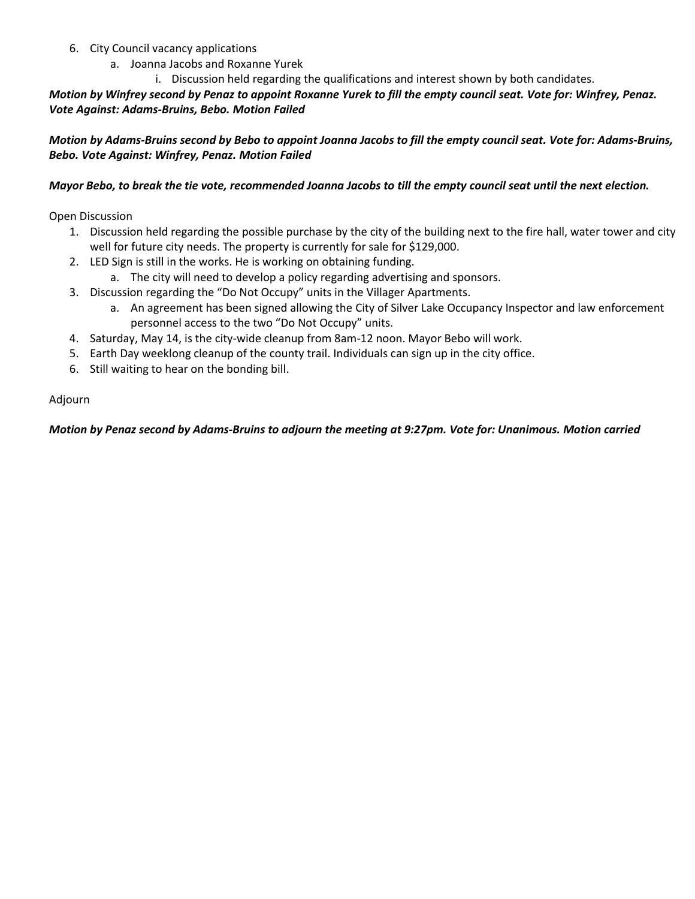6. City Council vacancy applications
    a. Joanna Jacobs and Roxanne Yurek
        i. Discussion held regarding the qualifications and interest shown by both candidates.

***Motion by Winfrey second by Penaz to appoint Roxanne Yurek to fill the empty council seat. Vote for: Winfrey, Penaz. Vote Against: Adams-Bruins, Bebo. Motion Failed***

***Motion by Adams-Bruins second by Bebo to appoint Joanna Jacobs to fill the empty council seat. Vote for: Adams-Bruins, Bebo. Vote Against: Winfrey, Penaz. Motion Failed***

***Mayor Bebo, to break the tie vote, recommended Joanna Jacobs to till the empty council seat until the next election.***

Open Discussion

1. Discussion held regarding the possible purchase by the city of the building next to the fire hall, water tower and city well for future city needs. The property is currently for sale for $129,000.
2. LED Sign is still in the works. He is working on obtaining funding.
    a. The city will need to develop a policy regarding advertising and sponsors.
3. Discussion regarding the "Do Not Occupy" units in the Villager Apartments.
    a. An agreement has been signed allowing the City of Silver Lake Occupancy Inspector and law enforcement personnel access to the two "Do Not Occupy" units.
4. Saturday, May 14, is the city-wide cleanup from 8am-12 noon. Mayor Bebo will work.
5. Earth Day weeklong cleanup of the county trail. Individuals can sign up in the city office.
6. Still waiting to hear on the bonding bill.

Adjourn

***Motion by Penaz second by Adams-Bruins to adjourn the meeting at 9:27pm. Vote for: Unanimous. Motion carried***